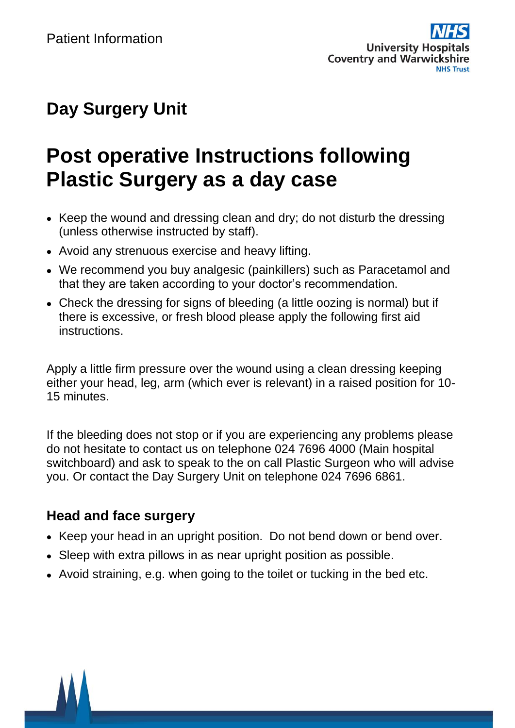Patient Information

University Hospitals Coventry and Warwickshire NHS Trust

## Day Surgery Unit

# Post operative Instructions following Plastic Surgery as a day case

- Keep the wound and dressing clean and dry; do not disturb the dressing (unless otherwise instructed by staff).
- Avoid any strenuous exercise and heavy lifting.
- We recommend you buy analgesic (painkillers) such as Paracetamol and that they are taken according to your doctor's recommendation.
- Check the dressing for signs of bleeding (a little oozing is normal) but if there is excessive, or fresh blood please apply the following first aid instructions.

Apply a little firm pressure over the wound using a clean dressing keeping either your head, leg, arm (which ever is relevant) in a raised position for 10-15 minutes.

If the bleeding does not stop or if you are experiencing any problems please do not hesitate to contact us on telephone 024 7696 4000 (Main hospital switchboard) and ask to speak to the on call Plastic Surgeon who will advise you. Or contact the Day Surgery Unit on telephone 024 7696 6861.

### Head and face surgery

- Keep your head in an upright position. Do not bend down or bend over.
- Sleep with extra pillows in as near upright position as possible.
- Avoid straining, e.g. when going to the toilet or tucking in the bed etc.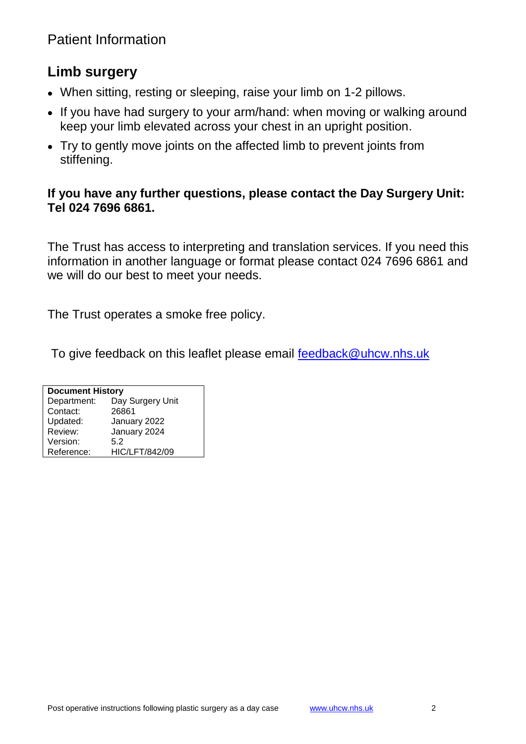## Limb surgery

- When sitting, resting or sleeping, raise your limb on 1-2 pillows.
- If you have had surgery to your arm/hand: when moving or walking around keep your limb elevated across your chest in an upright position.
- Try to gently move joints on the affected limb to prevent joints from stiffening.

**If you have any further questions, please contact the Day Surgery Unit: Tel 024 7696 6861.**

The Trust has access to interpreting and translation services. If you need this information in another language or format please contact 024 7696 6861 and we will do our best to meet your needs.

The Trust operates a smoke free policy.

To give feedback on this leaflet please email feedback@uhcw.nhs.uk

| **Document History** | |
|---|---|
| Department: | Day Surgery Unit |
| Contact: | 26861 |
| Updated: | January 2022 |
| Review: | January 2024 |
| Version: | 5.2 |
| Reference: | HIC/LFT/842/09 |